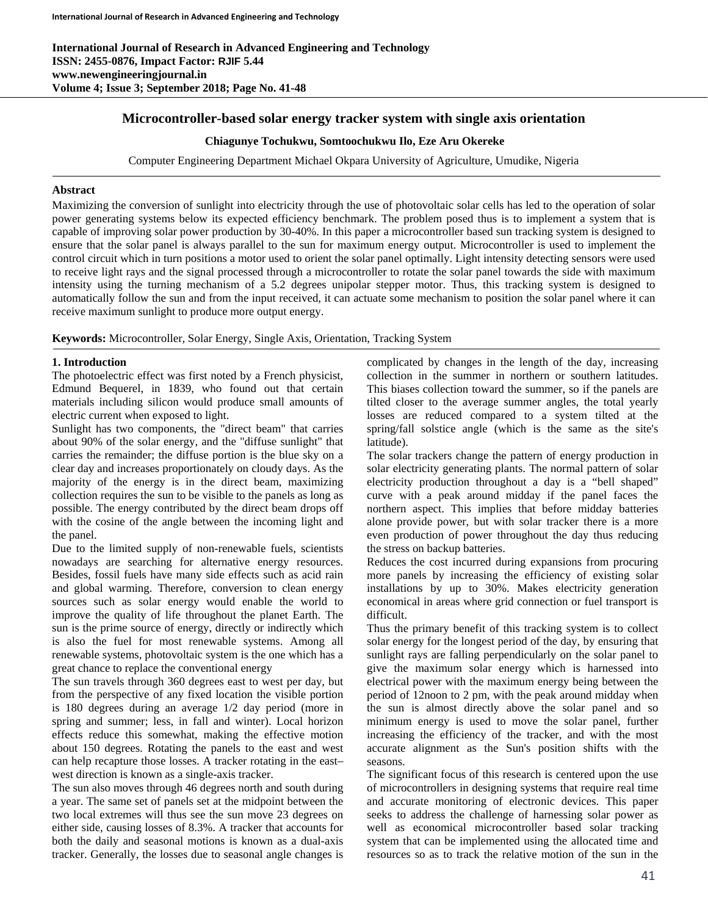# Microcontroller-based solar energy tracker system with single axis orientation

**Chiagunye Tochukwu, Somtoochukwu Ilo, Eze Aru Okereke**

Computer Engineering Department Michael Okpara University of Agriculture, Umudike, Nigeria

## Abstract

Maximizing the conversion of sunlight into electricity through the use of photovoltaic solar cells has led to the operation of solar power generating systems below its expected efficiency benchmark. The problem posed thus is to implement a system that is capable of improving solar power production by 30-40%. In this paper a microcontroller based sun tracking system is designed to ensure that the solar panel is always parallel to the sun for maximum energy output. Microcontroller is used to implement the control circuit which in turn positions a motor used to orient the solar panel optimally. Light intensity detecting sensors were used to receive light rays and the signal processed through a microcontroller to rotate the solar panel towards the side with maximum intensity using the turning mechanism of a 5.2 degrees unipolar stepper motor. Thus, this tracking system is designed to automatically follow the sun and from the input received, it can actuate some mechanism to position the solar panel where it can receive maximum sunlight to produce more output energy.

**Keywords:** Microcontroller, Solar Energy, Single Axis, Orientation, Tracking System

## 1. Introduction

The photoelectric effect was first noted by a French physicist, Edmund Bequerel, in 1839, who found out that certain materials including silicon would produce small amounts of electric current when exposed to light.

Sunlight has two components, the "direct beam" that carries about 90% of the solar energy, and the "diffuse sunlight" that carries the remainder; the diffuse portion is the blue sky on a clear day and increases proportionately on cloudy days. As the majority of the energy is in the direct beam, maximizing collection requires the sun to be visible to the panels as long as possible. The energy contributed by the direct beam drops off with the cosine of the angle between the incoming light and the panel.

Due to the limited supply of non-renewable fuels, scientists nowadays are searching for alternative energy resources. Besides, fossil fuels have many side effects such as acid rain and global warming. Therefore, conversion to clean energy sources such as solar energy would enable the world to improve the quality of life throughout the planet Earth. The sun is the prime source of energy, directly or indirectly which is also the fuel for most renewable systems. Among all renewable systems, photovoltaic system is the one which has a great chance to replace the conventional energy

The sun travels through 360 degrees east to west per day, but from the perspective of any fixed location the visible portion is 180 degrees during an average 1/2 day period (more in spring and summer; less, in fall and winter). Local horizon effects reduce this somewhat, making the effective motion about 150 degrees. Rotating the panels to the east and west can help recapture those losses. A tracker rotating in the east–west direction is known as a single-axis tracker.

The sun also moves through 46 degrees north and south during a year. The same set of panels set at the midpoint between the two local extremes will thus see the sun move 23 degrees on either side, causing losses of 8.3%. A tracker that accounts for both the daily and seasonal motions is known as a dual-axis tracker. Generally, the losses due to seasonal angle changes is complicated by changes in the length of the day, increasing collection in the summer in northern or southern latitudes. This biases collection toward the summer, so if the panels are tilted closer to the average summer angles, the total yearly losses are reduced compared to a system tilted at the spring/fall solstice angle (which is the same as the site's latitude).

The solar trackers change the pattern of energy production in solar electricity generating plants. The normal pattern of solar electricity production throughout a day is a "bell shaped" curve with a peak around midday if the panel faces the northern aspect. This implies that before midday batteries alone provide power, but with solar tracker there is a more even production of power throughout the day thus reducing the stress on backup batteries.

Reduces the cost incurred during expansions from procuring more panels by increasing the efficiency of existing solar installations by up to 30%. Makes electricity generation economical in areas where grid connection or fuel transport is difficult.

Thus the primary benefit of this tracking system is to collect solar energy for the longest period of the day, by ensuring that sunlight rays are falling perpendicularly on the solar panel to give the maximum solar energy which is harnessed into electrical power with the maximum energy being between the period of 12noon to 2 pm, with the peak around midday when the sun is almost directly above the solar panel and so minimum energy is used to move the solar panel, further increasing the efficiency of the tracker, and with the most accurate alignment as the Sun's position shifts with the seasons.

The significant focus of this research is centered upon the use of microcontrollers in designing systems that require real time and accurate monitoring of electronic devices. This paper seeks to address the challenge of harnessing solar power as well as economical microcontroller based solar tracking system that can be implemented using the allocated time and resources so as to track the relative motion of the sun in the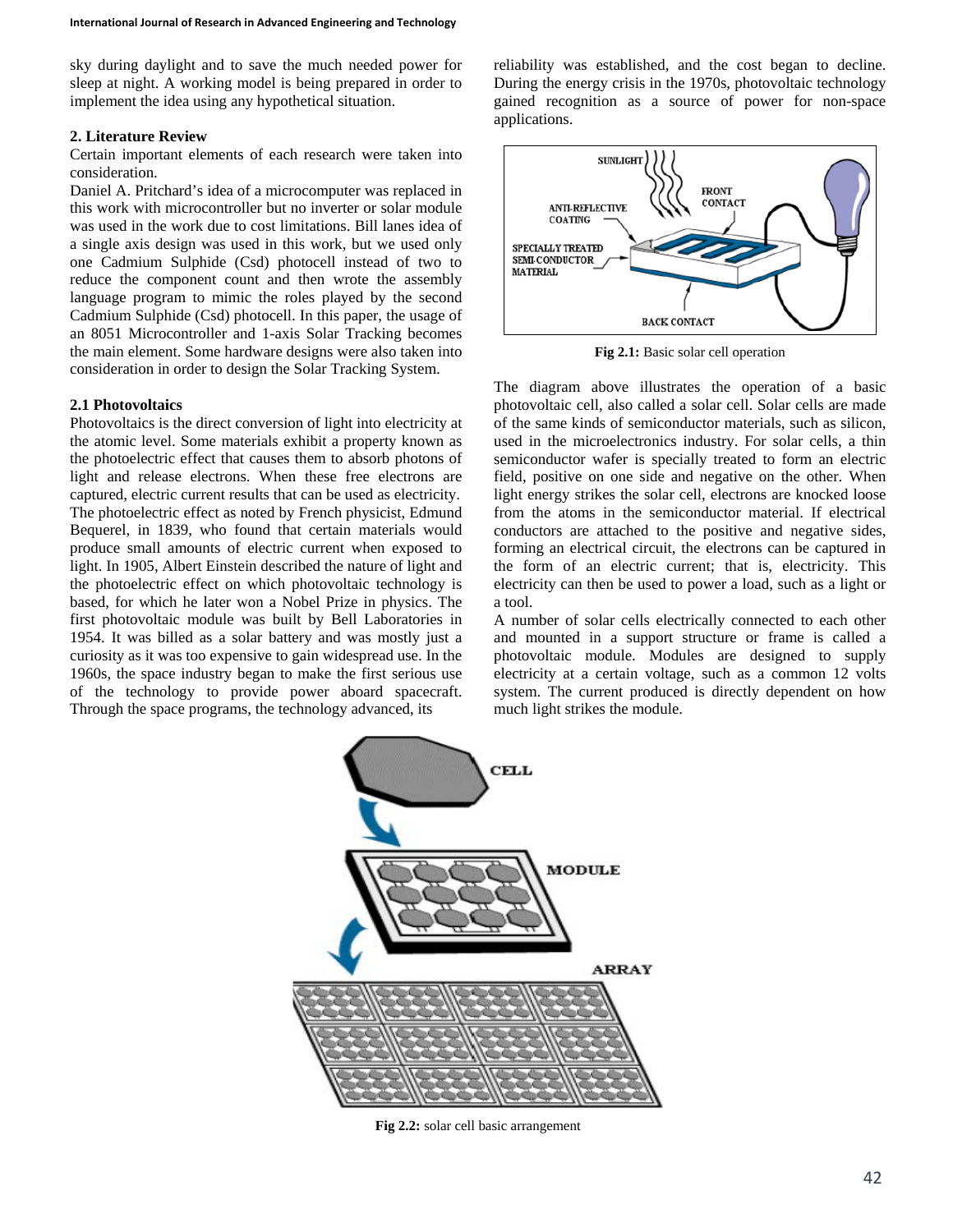sky during daylight and to save the much needed power for sleep at night. A working model is being prepared in order to implement the idea using any hypothetical situation.

## 2. Literature Review

Certain important elements of each research were taken into consideration.

Daniel A. Pritchard's idea of a microcomputer was replaced in this work with microcontroller but no inverter or solar module was used in the work due to cost limitations. Bill lanes idea of a single axis design was used in this work, but we used only one Cadmium Sulphide (Csd) photocell instead of two to reduce the component count and then wrote the assembly language program to mimic the roles played by the second Cadmium Sulphide (Csd) photocell. In this paper, the usage of an 8051 Microcontroller and 1-axis Solar Tracking becomes the main element. Some hardware designs were also taken into consideration in order to design the Solar Tracking System.

### 2.1 Photovoltaics

Photovoltaics is the direct conversion of light into electricity at the atomic level. Some materials exhibit a property known as the photoelectric effect that causes them to absorb photons of light and release electrons. When these free electrons are captured, electric current results that can be used as electricity. The photoelectric effect as noted by French physicist, Edmund Bequerel, in 1839, who found that certain materials would produce small amounts of electric current when exposed to light. In 1905, Albert Einstein described the nature of light and the photoelectric effect on which photovoltaic technology is based, for which he later won a Nobel Prize in physics. The first photovoltaic module was built by Bell Laboratories in 1954. It was billed as a solar battery and was mostly just a curiosity as it was too expensive to gain widespread use. In the 1960s, the space industry began to make the first serious use of the technology to provide power aboard spacecraft. Through the space programs, the technology advanced, its reliability was established, and the cost began to decline. During the energy crisis in the 1970s, photovoltaic technology gained recognition as a source of power for non-space applications.

**Fig 2.1:** Basic solar cell operation

The diagram above illustrates the operation of a basic photovoltaic cell, also called a solar cell. Solar cells are made of the same kinds of semiconductor materials, such as silicon, used in the microelectronics industry. For solar cells, a thin semiconductor wafer is specially treated to form an electric field, positive on one side and negative on the other. When light energy strikes the solar cell, electrons are knocked loose from the atoms in the semiconductor material. If electrical conductors are attached to the positive and negative sides, forming an electrical circuit, the electrons can be captured in the form of an electric current; that is, electricity. This electricity can then be used to power a load, such as a light or a tool.

A number of solar cells electrically connected to each other and mounted in a support structure or frame is called a photovoltaic module. Modules are designed to supply electricity at a certain voltage, such as a common 12 volts system. The current produced is directly dependent on how much light strikes the module.

**Fig 2.2:** solar cell basic arrangement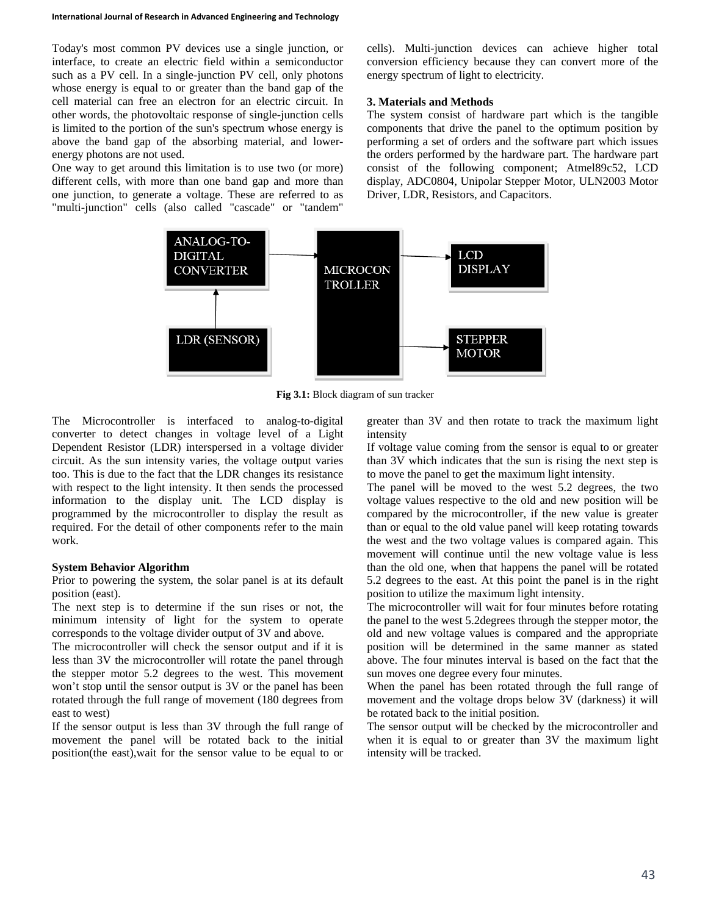Today's most common PV devices use a single junction, or interface, to create an electric field within a semiconductor such as a PV cell. In a single-junction PV cell, only photons whose energy is equal to or greater than the band gap of the cell material can free an electron for an electric circuit. In other words, the photovoltaic response of single-junction cells is limited to the portion of the sun's spectrum whose energy is above the band gap of the absorbing material, and lower-energy photons are not used.

One way to get around this limitation is to use two (or more) different cells, with more than one band gap and more than one junction, to generate a voltage. These are referred to as "multi-junction" cells (also called "cascade" or "tandem" cells). Multi-junction devices can achieve higher total conversion efficiency because they can convert more of the energy spectrum of light to electricity.

## 3. Materials and Methods

The system consist of hardware part which is the tangible components that drive the panel to the optimum position by performing a set of orders and the software part which issues the orders performed by the hardware part. The hardware part consist of the following component; Atmel89c52, LCD display, ADC0804, Unipolar Stepper Motor, ULN2003 Motor Driver, LDR, Resistors, and Capacitors.

ANALOG-TO-DIGITAL CONVERTER → MICROCONTROLLER → LCD DISPLAY; LDR (SENSOR) → ANALOG-TO-DIGITAL CONVERTER; MICROCONTROLLER → STEPPER MOTOR

**Fig 3.1:** Block diagram of sun tracker

The Microcontroller is interfaced to analog-to-digital converter to detect changes in voltage level of a Light Dependent Resistor (LDR) interspersed in a voltage divider circuit. As the sun intensity varies, the voltage output varies too. This is due to the fact that the LDR changes its resistance with respect to the light intensity. It then sends the processed information to the display unit. The LCD display is programmed by the microcontroller to display the result as required. For the detail of other components refer to the main work.

### System Behavior Algorithm

Prior to powering the system, the solar panel is at its default position (east).

The next step is to determine if the sun rises or not, the minimum intensity of light for the system to operate corresponds to the voltage divider output of 3V and above.

The microcontroller will check the sensor output and if it is less than 3V the microcontroller will rotate the panel through the stepper motor 5.2 degrees to the west. This movement won't stop until the sensor output is 3V or the panel has been rotated through the full range of movement (180 degrees from east to west)

If the sensor output is less than 3V through the full range of movement the panel will be rotated back to the initial position(the east),wait for the sensor value to be equal to or greater than 3V and then rotate to track the maximum light intensity

If voltage value coming from the sensor is equal to or greater than 3V which indicates that the sun is rising the next step is to move the panel to get the maximum light intensity.

The panel will be moved to the west 5.2 degrees, the two voltage values respective to the old and new position will be compared by the microcontroller, if the new value is greater than or equal to the old value panel will keep rotating towards the west and the two voltage values is compared again. This movement will continue until the new voltage value is less than the old one, when that happens the panel will be rotated 5.2 degrees to the east. At this point the panel is in the right position to utilize the maximum light intensity.

The microcontroller will wait for four minutes before rotating the panel to the west 5.2degrees through the stepper motor, the old and new voltage values is compared and the appropriate position will be determined in the same manner as stated above. The four minutes interval is based on the fact that the sun moves one degree every four minutes.

When the panel has been rotated through the full range of movement and the voltage drops below 3V (darkness) it will be rotated back to the initial position.

The sensor output will be checked by the microcontroller and when it is equal to or greater than 3V the maximum light intensity will be tracked.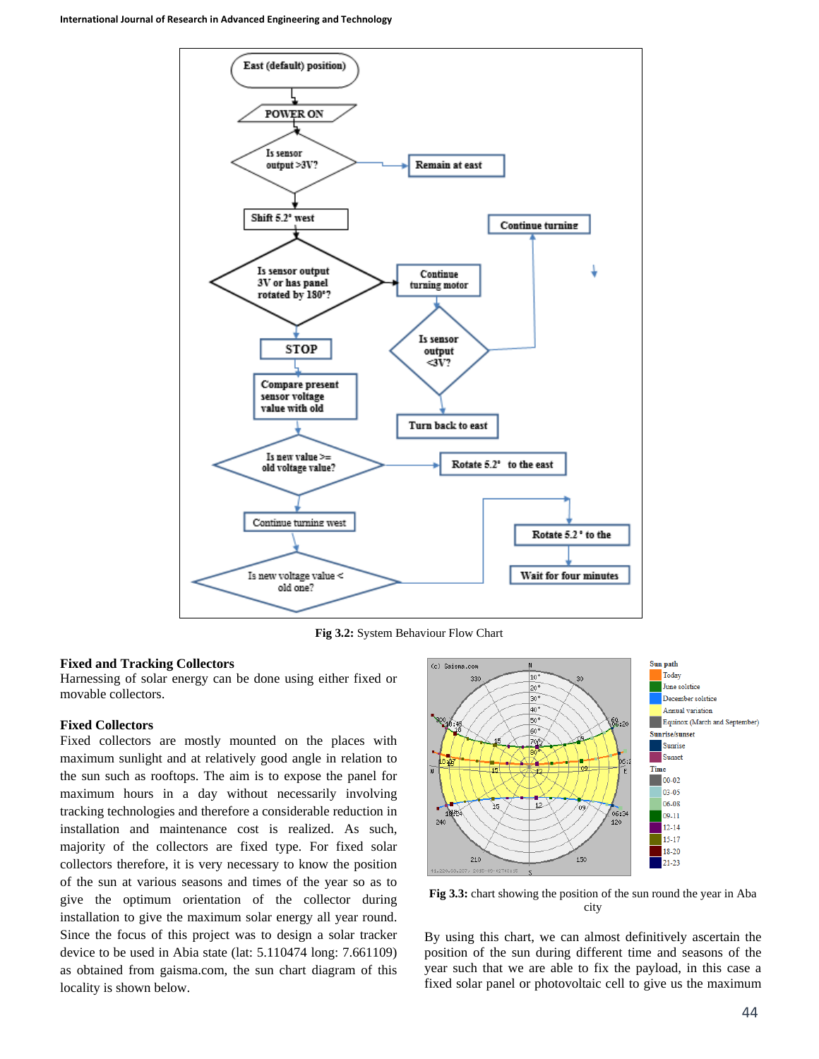Fig 3.2: System Behaviour Flow Chart

### Fixed and Tracking Collectors

Harnessing of solar energy can be done using either fixed or movable collectors.

### Fixed Collectors

Fixed collectors are mostly mounted on the places with maximum sunlight and at relatively good angle in relation to the sun such as rooftops. The aim is to expose the panel for maximum hours in a day without necessarily involving tracking technologies and therefore a considerable reduction in installation and maintenance cost is realized. As such, majority of the collectors are fixed type. For fixed solar collectors therefore, it is very necessary to know the position of the sun at various seasons and times of the year so as to give the optimum orientation of the collector during installation to give the maximum solar energy all year round. Since the focus of this project was to design a solar tracker device to be used in Abia state (lat: 5.110474 long: 7.661109) as obtained from gaisma.com, the sun chart diagram of this locality is shown below.

Fig 3.3: chart showing the position of the sun round the year in Aba city

By using this chart, we can almost definitively ascertain the position of the sun during different time and seasons of the year such that we are able to fix the payload, in this case a fixed solar panel or photovoltaic cell to give us the maximum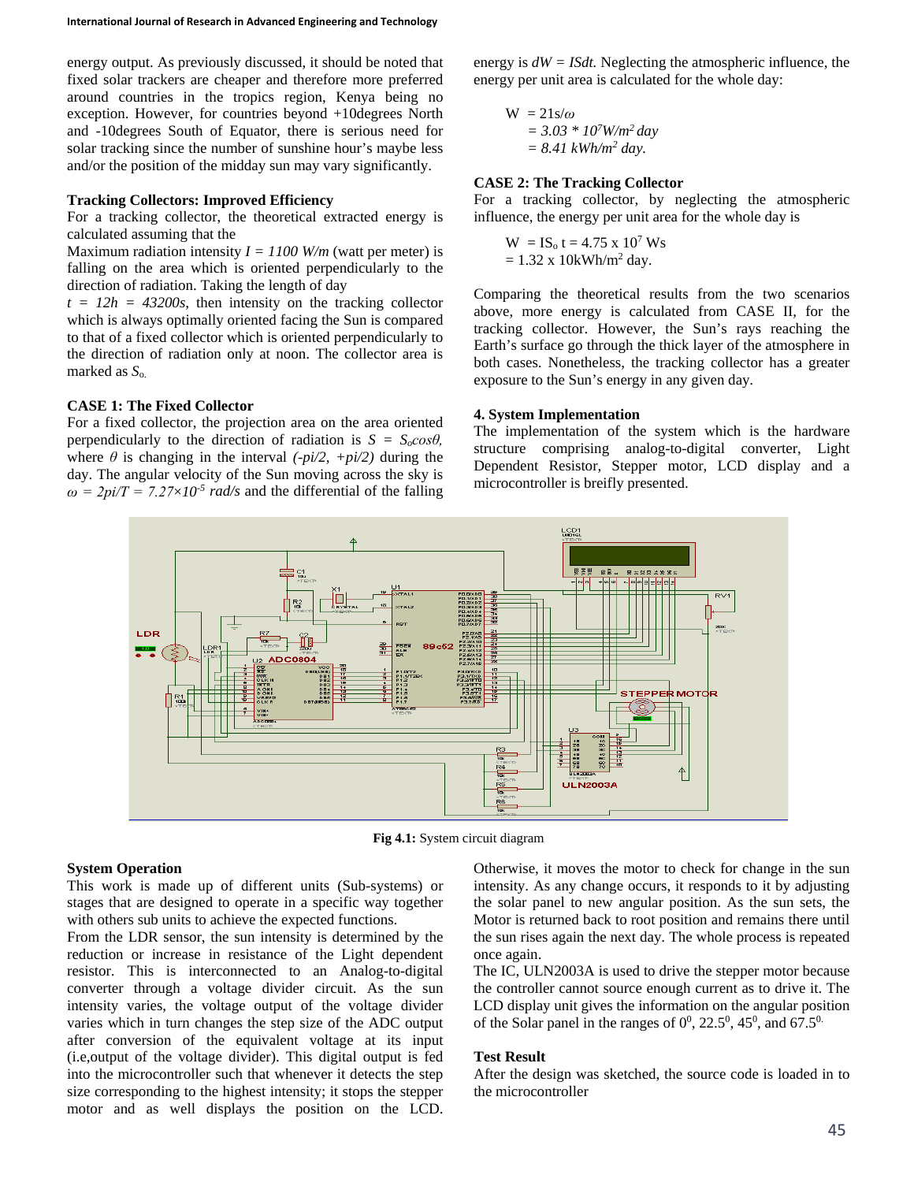energy output. As previously discussed, it should be noted that fixed solar trackers are cheaper and therefore more preferred around countries in the tropics region, Kenya being no exception. However, for countries beyond +10degrees North and -10degrees South of Equator, there is serious need for solar tracking since the number of sunshine hour's maybe less and/or the position of the midday sun may vary significantly.

**Tracking Collectors: Improved Efficiency**

For a tracking collector, the theoretical extracted energy is calculated assuming that the

Maximum radiation intensity $I = 1100\ W/m$ (watt per meter) is falling on the area which is oriented perpendicularly to the direction of radiation. Taking the length of day

$t = 12h = 43200s$, then intensity on the tracking collector which is always optimally oriented facing the Sun is compared to that of a fixed collector which is oriented perpendicularly to the direction of radiation only at noon. The collector area is marked as $S_{o.}$

**CASE 1: The Fixed Collector**

For a fixed collector, the projection area on the area oriented perpendicularly to the direction of radiation is $S = S_o cos\theta$, where $\theta$ is changing in the interval $(-pi/2, +pi/2)$ during the day. The angular velocity of the Sun moving across the sky is $\omega = 2pi/T = 7.27\times10^{-5}\ rad/s$ and the differential of the falling energy is $dW = ISdt$. Neglecting the atmospheric influence, the energy per unit area is calculated for the whole day:

$$
\begin{aligned}
W &= 21s/\omega \\
&= 3.03 * 10^7 W/m^2\, day \\
&= 8.41\ kWh/m^2\ day.
\end{aligned}
$$

**CASE 2: The Tracking Collector**

For a tracking collector, by neglecting the atmospheric influence, the energy per unit area for the whole day is

$$
\begin{aligned}
W &= IS_o\, t = 4.75 \times 10^7\ Ws \\
&= 1.32 \times 10 kWh/m^2\ day.
\end{aligned}
$$

Comparing the theoretical results from the two scenarios above, more energy is calculated from CASE II, for the tracking collector. However, the Sun's rays reaching the Earth's surface go through the thick layer of the atmosphere in both cases. Nonetheless, the tracking collector has a greater exposure to the Sun's energy in any given day.

**4. System Implementation**

The implementation of the system which is the hardware structure comprising analog-to-digital converter, Light Dependent Resistor, Stepper motor, LCD display and a microcontroller is breifly presented.

**Fig 4.1:** System circuit diagram

**System Operation**

This work is made up of different units (Sub-systems) or stages that are designed to operate in a specific way together with others sub units to achieve the expected functions.

From the LDR sensor, the sun intensity is determined by the reduction or increase in resistance of the Light dependent resistor. This is interconnected to an Analog-to-digital converter through a voltage divider circuit. As the sun intensity varies, the voltage output of the voltage divider varies which in turn changes the step size of the ADC output after conversion of the equivalent voltage at its input (i.e,output of the voltage divider). This digital output is fed into the microcontroller such that whenever it detects the step size corresponding to the highest intensity; it stops the stepper motor and as well displays the position on the LCD. Otherwise, it moves the motor to check for change in the sun intensity. As any change occurs, it responds to it by adjusting the solar panel to new angular position. As the sun sets, the Motor is returned back to root position and remains there until the sun rises again the next day. The whole process is repeated once again.

The IC, ULN2003A is used to drive the stepper motor because the controller cannot source enough current as to drive it. The LCD display unit gives the information on the angular position of the Solar panel in the ranges of $0^0$, $22.5^0$, $45^0$, and $67.5^{0.}$

**Test Result**

After the design was sketched, the source code is loaded in to the microcontroller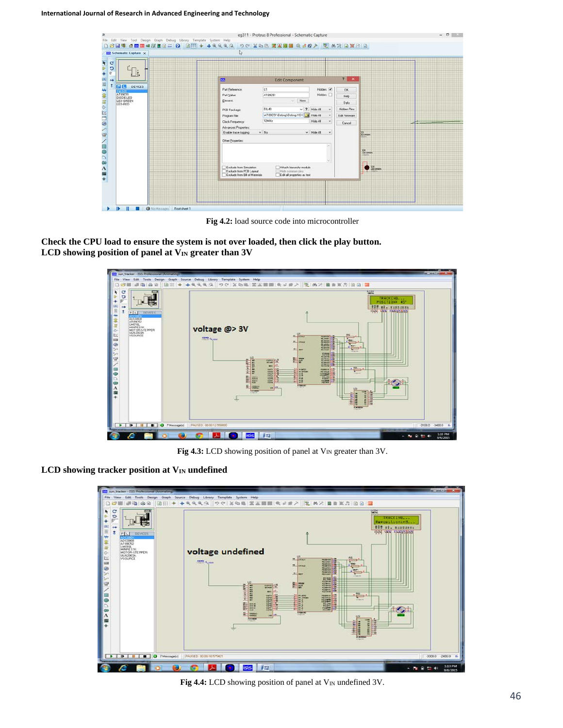Fig 4.2: load source code into microcontroller

**Check the CPU load to ensure the system is not over loaded, then click the play button.**
**LCD showing position of panel at $V_{IN}$ greater than 3V**

**Fig 4.3:** LCD showing position of panel at $V_{IN}$ greater than 3V.

**LCD showing tracker position at $V_{IN}$ undefined**

**Fig 4.4:** LCD showing position of panel at $V_{IN}$ undefined 3V.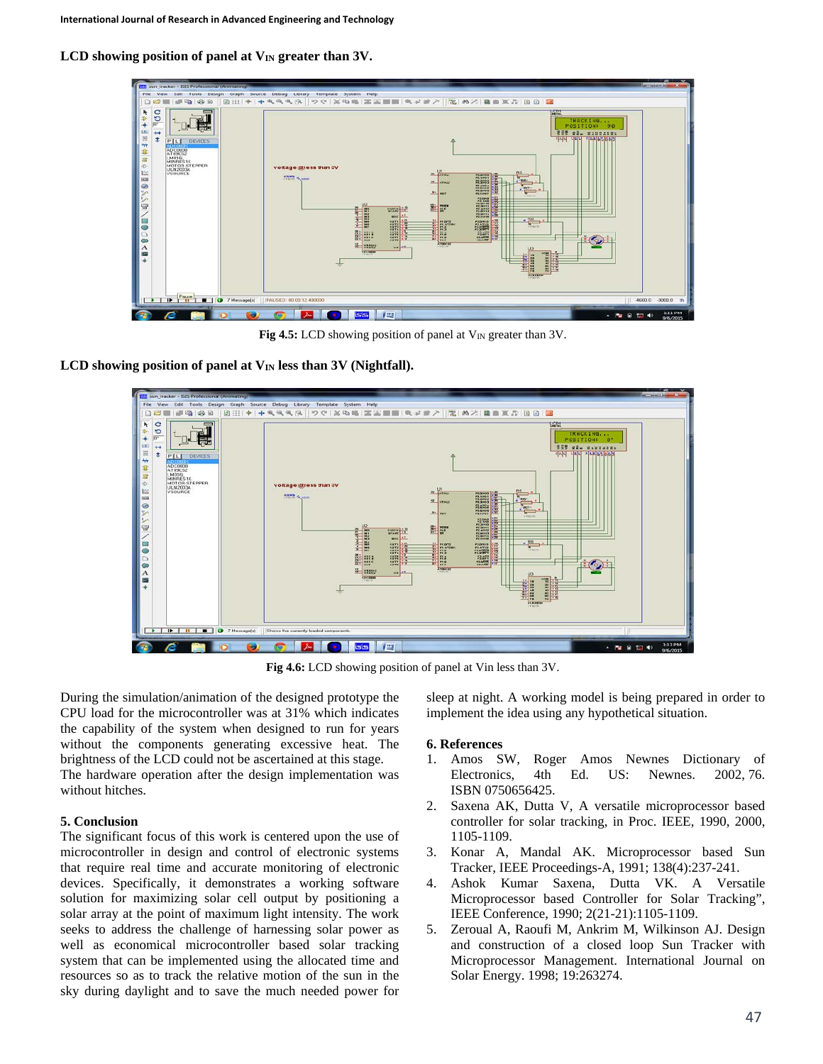**LCD showing position of panel at $V_{IN}$ greater than 3V.**

**Fig 4.5:** LCD showing position of panel at $V_{IN}$ greater than 3V.

**LCD showing position of panel at $V_{IN}$ less than 3V (Nightfall).**

**Fig 4.6:** LCD showing position of panel at Vin less than 3V.

During the simulation/animation of the designed prototype the CPU load for the microcontroller was at 31% which indicates the capability of the system when designed to run for years without the components generating excessive heat. The brightness of the LCD could not be ascertained at this stage. The hardware operation after the design implementation was without hitches.

## 5. Conclusion

The significant focus of this work is centered upon the use of microcontroller in design and control of electronic systems that require real time and accurate monitoring of electronic devices. Specifically, it demonstrates a working software solution for maximizing solar cell output by positioning a solar array at the point of maximum light intensity. The work seeks to address the challenge of harnessing solar power as well as economical microcontroller based solar tracking system that can be implemented using the allocated time and resources so as to track the relative motion of the sun in the sky during daylight and to save the much needed power for sleep at night. A working model is being prepared in order to implement the idea using any hypothetical situation.

## 6. References

1. Amos SW, Roger Amos Newnes Dictionary of Electronics, 4th Ed. US: Newnes. 2002, 76. ISBN 0750656425.
2. Saxena AK, Dutta V, A versatile microprocessor based controller for solar tracking, in Proc. IEEE, 1990, 2000, 1105-1109.
3. Konar A, Mandal AK. Microprocessor based Sun Tracker, IEEE Proceedings-A, 1991; 138(4):237-241.
4. Ashok Kumar Saxena, Dutta VK. A Versatile Microprocessor based Controller for Solar Tracking", IEEE Conference, 1990; 2(21-21):1105-1109.
5. Zeroual A, Raoufi M, Ankrim M, Wilkinson AJ. Design and construction of a closed loop Sun Tracker with Microprocessor Management. International Journal on Solar Energy. 1998; 19:263274.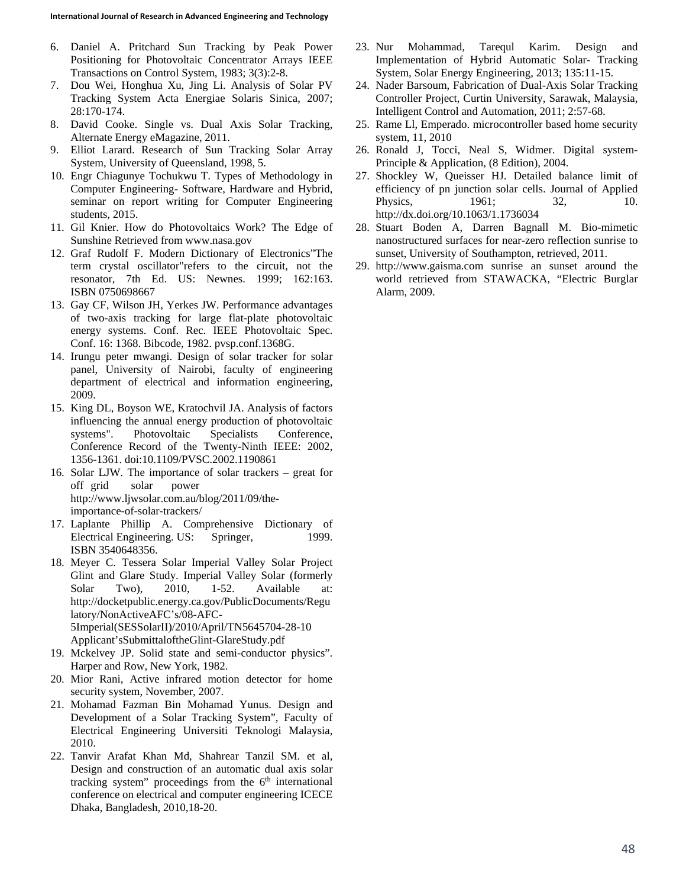6. Daniel A. Pritchard Sun Tracking by Peak Power Positioning for Photovoltaic Concentrator Arrays IEEE Transactions on Control System, 1983; 3(3):2-8.
7. Dou Wei, Honghua Xu, Jing Li. Analysis of Solar PV Tracking System Acta Energiae Solaris Sinica, 2007; 28:170-174.
8. David Cooke. Single vs. Dual Axis Solar Tracking, Alternate Energy eMagazine, 2011.
9. Elliot Larard. Research of Sun Tracking Solar Array System, University of Queensland, 1998, 5.
10. Engr Chiagunye Tochukwu T. Types of Methodology in Computer Engineering- Software, Hardware and Hybrid, seminar on report writing for Computer Engineering students, 2015.
11. Gil Knier. How do Photovoltaics Work? The Edge of Sunshine Retrieved from www.nasa.gov
12. Graf Rudolf F. Modern Dictionary of Electronics"The term crystal oscillator"refers to the circuit, not the resonator, 7th Ed. US: Newnes. 1999; 162:163. ISBN 0750698667
13. Gay CF, Wilson JH, Yerkes JW. Performance advantages of two-axis tracking for large flat-plate photovoltaic energy systems. Conf. Rec. IEEE Photovoltaic Spec. Conf. 16: 1368. Bibcode, 1982. pvsp.conf.1368G.
14. Irungu peter mwangi. Design of solar tracker for solar panel, University of Nairobi, faculty of engineering department of electrical and information engineering, 2009.
15. King DL, Boyson WE, Kratochvil JA. Analysis of factors influencing the annual energy production of photovoltaic systems". Photovoltaic Specialists Conference, Conference Record of the Twenty-Ninth IEEE: 2002, 1356-1361. doi:10.1109/PVSC.2002.1190861
16. Solar LJW. The importance of solar trackers – great for off grid solar power http://www.ljwsolar.com.au/blog/2011/09/the-importance-of-solar-trackers/
17. Laplante Phillip A. Comprehensive Dictionary of Electrical Engineering. US: Springer, 1999. ISBN 3540648356.
18. Meyer C. Tessera Solar Imperial Valley Solar Project Glint and Glare Study. Imperial Valley Solar (formerly Solar Two), 2010, 1-52. Available at: http://docketpublic.energy.ca.gov/PublicDocuments/Regulatory/NonActiveAFC's/08-AFC-5Imperial(SESSolarII)/2010/April/TN5645704-28-10 Applicant'sSubmittaloftheGlint-GlareStudy.pdf
19. Mckelvey JP. Solid state and semi-conductor physics". Harper and Row, New York, 1982.
20. Mior Rani, Active infrared motion detector for home security system, November, 2007.
21. Mohamad Fazman Bin Mohamad Yunus. Design and Development of a Solar Tracking System", Faculty of Electrical Engineering Universiti Teknologi Malaysia, 2010.
22. Tanvir Arafat Khan Md, Shahrear Tanzil SM. et al, Design and construction of an automatic dual axis solar tracking system" proceedings from the 6th international conference on electrical and computer engineering ICECE Dhaka, Bangladesh, 2010,18-20.
23. Nur Mohammad, Tarequl Karim. Design and Implementation of Hybrid Automatic Solar- Tracking System, Solar Energy Engineering, 2013; 135:11-15.
24. Nader Barsoum, Fabrication of Dual-Axis Solar Tracking Controller Project, Curtin University, Sarawak, Malaysia, Intelligent Control and Automation, 2011; 2:57-68.
25. Rame Ll, Emperado. microcontroller based home security system, 11, 2010
26. Ronald J, Tocci, Neal S, Widmer. Digital system-Principle & Application, (8 Edition), 2004.
27. Shockley W, Queisser HJ. Detailed balance limit of efficiency of pn junction solar cells. Journal of Applied Physics, 1961; 32, 10. http://dx.doi.org/10.1063/1.1736034
28. Stuart Boden A, Darren Bagnall M. Bio-mimetic nanostructured surfaces for near-zero reflection sunrise to sunset, University of Southampton, retrieved, 2011.
29. http://www.gaisma.com sunrise an sunset around the world retrieved from STAWACKA, "Electric Burglar Alarm, 2009.